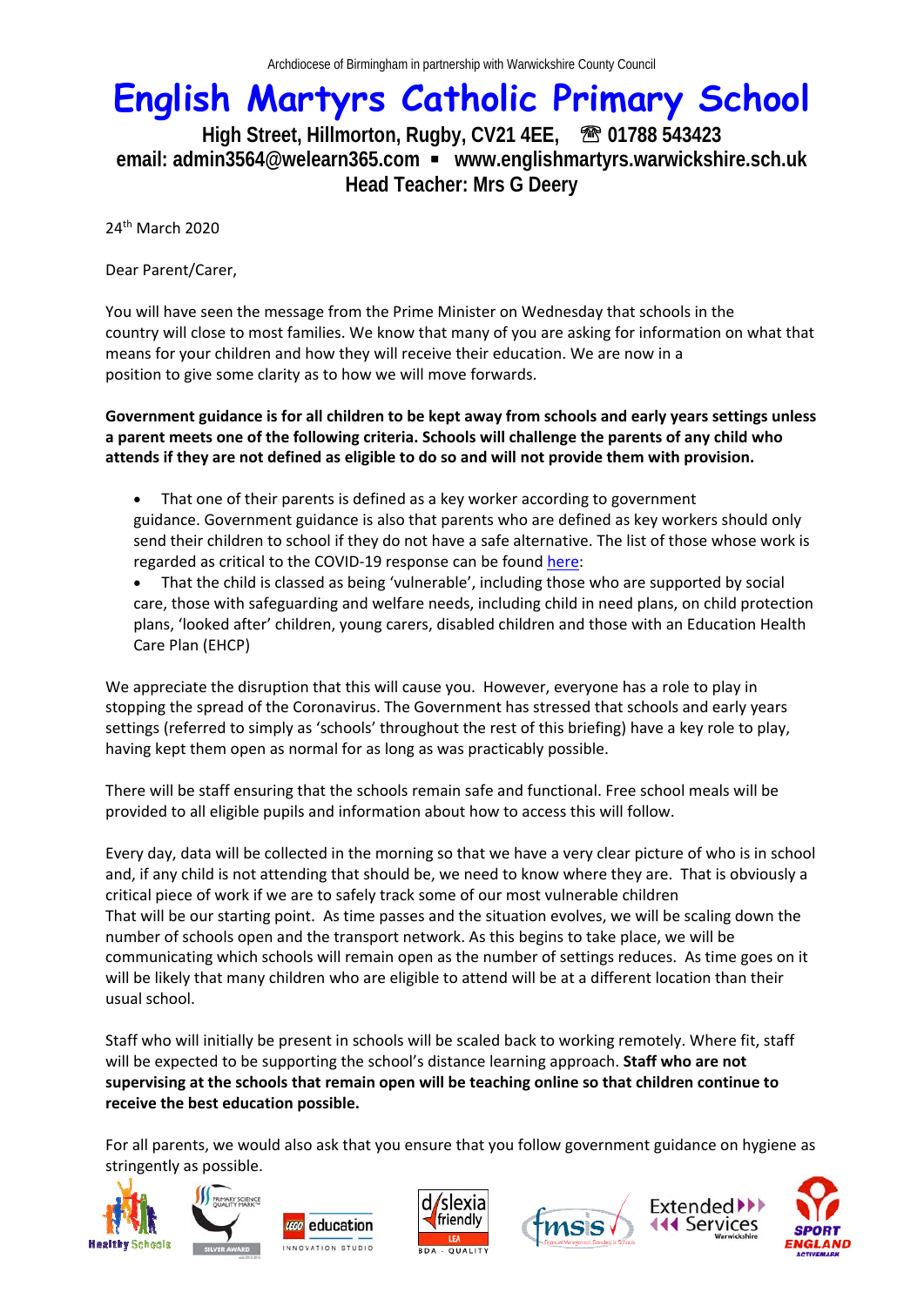Archdiocese of Birmingham in partnership with Warwickshire County Council

# English Martyrs Catholic Primary School

**High Street, Hillmorton, Rugby, CV21 4EE, ☎ 01788 543423**
**email: admin3564@welearn365.com ▪ www.englishmartyrs.warwickshire.sch.uk**
**Head Teacher: Mrs G Deery**

24th March 2020

Dear Parent/Carer,

You will have seen the message from the Prime Minister on Wednesday that schools in the country will close to most families. We know that many of you are asking for information on what that means for your children and how they will receive their education. We are now in a position to give some clarity as to how we will move forwards.

**Government guidance is for all children to be kept away from schools and early years settings unless a parent meets one of the following criteria. Schools will challenge the parents of any child who attends if they are not defined as eligible to do so and will not provide them with provision.**

- That one of their parents is defined as a key worker according to government guidance. Government guidance is also that parents who are defined as key workers should only send their children to school if they do not have a safe alternative. The list of those whose work is regarded as critical to the COVID-19 response can be found here:
- That the child is classed as being 'vulnerable', including those who are supported by social care, those with safeguarding and welfare needs, including child in need plans, on child protection plans, 'looked after' children, young carers, disabled children and those with an Education Health Care Plan (EHCP)

We appreciate the disruption that this will cause you. However, everyone has a role to play in stopping the spread of the Coronavirus. The Government has stressed that schools and early years settings (referred to simply as 'schools' throughout the rest of this briefing) have a key role to play, having kept them open as normal for as long as was practicably possible.

There will be staff ensuring that the schools remain safe and functional. Free school meals will be provided to all eligible pupils and information about how to access this will follow.

Every day, data will be collected in the morning so that we have a very clear picture of who is in school and, if any child is not attending that should be, we need to know where they are. That is obviously a critical piece of work if we are to safely track some of our most vulnerable children
That will be our starting point. As time passes and the situation evolves, we will be scaling down the number of schools open and the transport network. As this begins to take place, we will be communicating which schools will remain open as the number of settings reduces. As time goes on it will be likely that many children who are eligible to attend will be at a different location than their usual school.

Staff who will initially be present in schools will be scaled back to working remotely. Where fit, staff will be expected to be supporting the school's distance learning approach. **Staff who are not supervising at the schools that remain open will be teaching online so that children continue to receive the best education possible.**

For all parents, we would also ask that you ensure that you follow government guidance on hygiene as stringently as possible.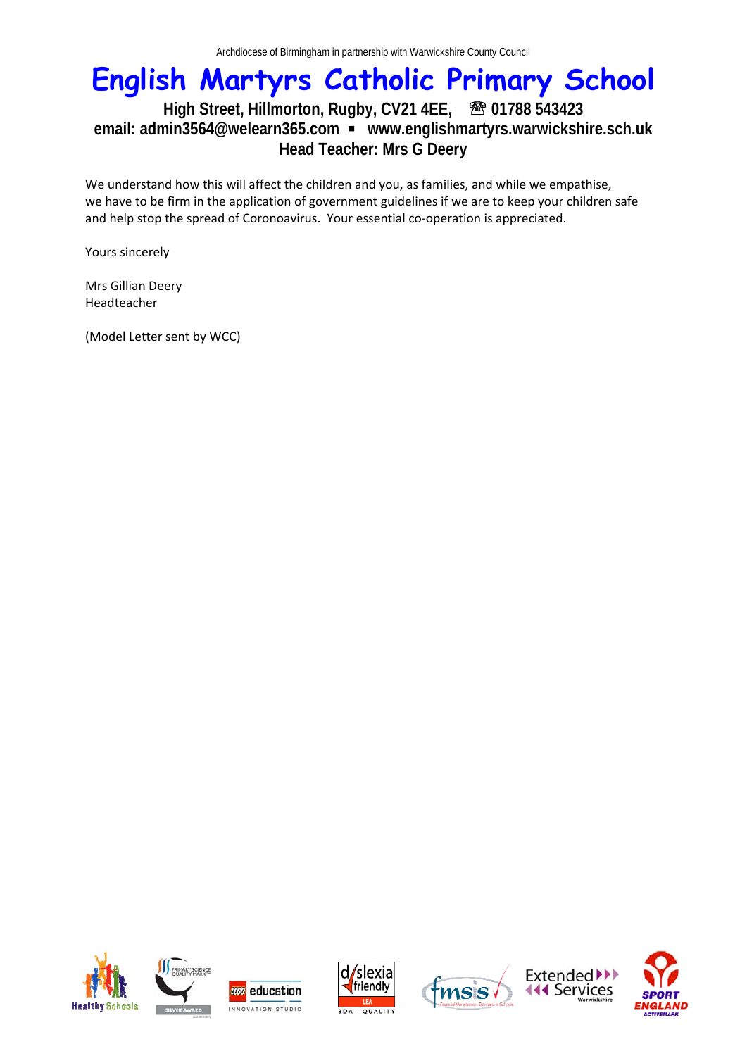Archdiocese of Birmingham in partnership with Warwickshire County Council

# English Martyrs Catholic Primary School

**High Street, Hillmorton, Rugby, CV21 4EE, ☎ 01788 543423**
**email: admin3564@welearn365.com ▪ www.englishmartyrs.warwickshire.sch.uk**
**Head Teacher: Mrs G Deery**

We understand how this will affect the children and you, as families, and while we empathise, we have to be firm in the application of government guidelines if we are to keep your children safe and help stop the spread of Coronoavirus. Your essential co-operation is appreciated.

Yours sincerely

Mrs Gillian Deery
Headteacher

(Model Letter sent by WCC)